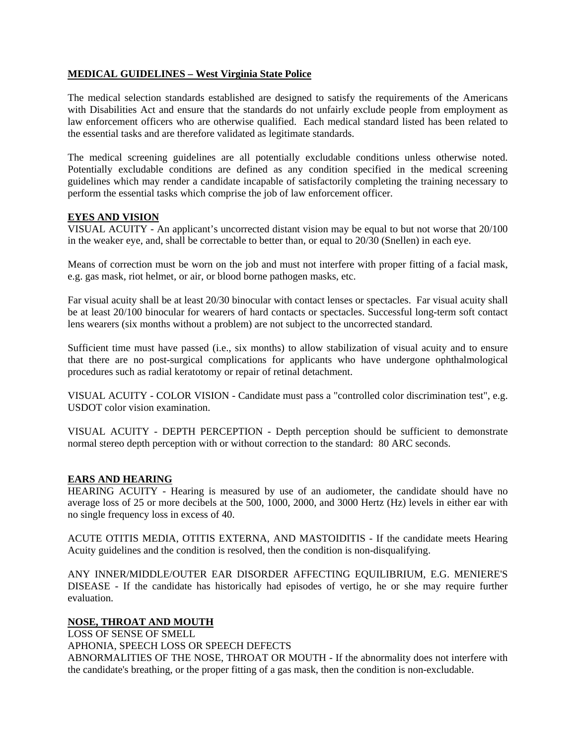## MEDICAL GUIDELINES – West Virginia State Police

The medical selection standards established are designed to satisfy the requirements of the Americans with Disabilities Act and ensure that the standards do not unfairly exclude people from employment as law enforcement officers who are otherwise qualified. Each medical standard listed has been related to the essential tasks and are therefore validated as legitimate standards.

The medical screening guidelines are all potentially excludable conditions unless otherwise noted. Potentially excludable conditions are defined as any condition specified in the medical screening guidelines which may render a candidate incapable of satisfactorily completing the training necessary to perform the essential tasks which comprise the job of law enforcement officer.

### EYES AND VISION

VISUAL ACUITY - An applicant's uncorrected distant vision may be equal to but not worse that 20/100 in the weaker eye, and, shall be correctable to better than, or equal to 20/30 (Snellen) in each eye.

Means of correction must be worn on the job and must not interfere with proper fitting of a facial mask, e.g. gas mask, riot helmet, or air, or blood borne pathogen masks, etc.

Far visual acuity shall be at least 20/30 binocular with contact lenses or spectacles. Far visual acuity shall be at least 20/100 binocular for wearers of hard contacts or spectacles. Successful long-term soft contact lens wearers (six months without a problem) are not subject to the uncorrected standard.

Sufficient time must have passed (i.e., six months) to allow stabilization of visual acuity and to ensure that there are no post-surgical complications for applicants who have undergone ophthalmological procedures such as radial keratotomy or repair of retinal detachment.

VISUAL ACUITY - COLOR VISION - Candidate must pass a "controlled color discrimination test", e.g. USDOT color vision examination.

VISUAL ACUITY - DEPTH PERCEPTION - Depth perception should be sufficient to demonstrate normal stereo depth perception with or without correction to the standard: 80 ARC seconds.

### EARS AND HEARING

HEARING ACUITY - Hearing is measured by use of an audiometer, the candidate should have no average loss of 25 or more decibels at the 500, 1000, 2000, and 3000 Hertz (Hz) levels in either ear with no single frequency loss in excess of 40.

ACUTE OTITIS MEDIA, OTITIS EXTERNA, AND MASTOIDITIS - If the candidate meets Hearing Acuity guidelines and the condition is resolved, then the condition is non-disqualifying.

ANY INNER/MIDDLE/OUTER EAR DISORDER AFFECTING EQUILIBRIUM, E.G. MENIERE'S DISEASE - If the candidate has historically had episodes of vertigo, he or she may require further evaluation.

### NOSE, THROAT AND MOUTH

LOSS OF SENSE OF SMELL
APHONIA, SPEECH LOSS OR SPEECH DEFECTS
ABNORMALITIES OF THE NOSE, THROAT OR MOUTH - If the abnormality does not interfere with the candidate's breathing, or the proper fitting of a gas mask, then the condition is non-excludable.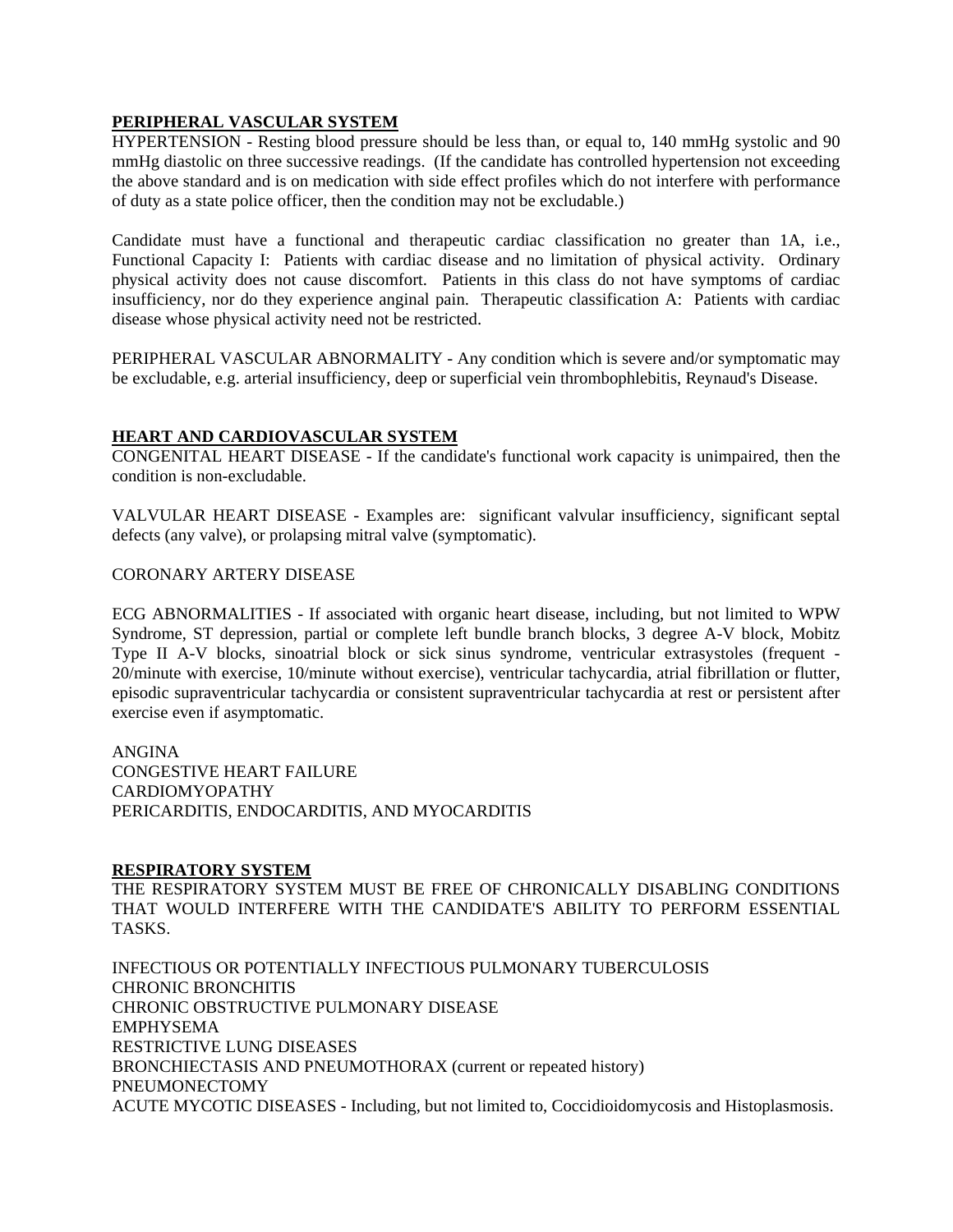## PERIPHERAL VASCULAR SYSTEM

HYPERTENSION - Resting blood pressure should be less than, or equal to, 140 mmHg systolic and 90 mmHg diastolic on three successive readings. (If the candidate has controlled hypertension not exceeding the above standard and is on medication with side effect profiles which do not interfere with performance of duty as a state police officer, then the condition may not be excludable.)

Candidate must have a functional and therapeutic cardiac classification no greater than 1A, i.e., Functional Capacity I: Patients with cardiac disease and no limitation of physical activity. Ordinary physical activity does not cause discomfort. Patients in this class do not have symptoms of cardiac insufficiency, nor do they experience anginal pain. Therapeutic classification A: Patients with cardiac disease whose physical activity need not be restricted.

PERIPHERAL VASCULAR ABNORMALITY - Any condition which is severe and/or symptomatic may be excludable, e.g. arterial insufficiency, deep or superficial vein thrombophlebitis, Reynaud's Disease.

## HEART AND CARDIOVASCULAR SYSTEM

CONGENITAL HEART DISEASE - If the candidate's functional work capacity is unimpaired, then the condition is non-excludable.

VALVULAR HEART DISEASE - Examples are: significant valvular insufficiency, significant septal defects (any valve), or prolapsing mitral valve (symptomatic).

CORONARY ARTERY DISEASE

ECG ABNORMALITIES - If associated with organic heart disease, including, but not limited to WPW Syndrome, ST depression, partial or complete left bundle branch blocks, 3 degree A-V block, Mobitz Type II A-V blocks, sinoatrial block or sick sinus syndrome, ventricular extrasystoles (frequent - 20/minute with exercise, 10/minute without exercise), ventricular tachycardia, atrial fibrillation or flutter, episodic supraventricular tachycardia or consistent supraventricular tachycardia at rest or persistent after exercise even if asymptomatic.

ANGINA
CONGESTIVE HEART FAILURE
CARDIOMYOPATHY
PERICARDITIS, ENDOCARDITIS, AND MYOCARDITIS

## RESPIRATORY SYSTEM

THE RESPIRATORY SYSTEM MUST BE FREE OF CHRONICALLY DISABLING CONDITIONS THAT WOULD INTERFERE WITH THE CANDIDATE'S ABILITY TO PERFORM ESSENTIAL TASKS.

INFECTIOUS OR POTENTIALLY INFECTIOUS PULMONARY TUBERCULOSIS
CHRONIC BRONCHITIS
CHRONIC OBSTRUCTIVE PULMONARY DISEASE
EMPHYSEMA
RESTRICTIVE LUNG DISEASES
BRONCHIECTASIS AND PNEUMOTHORAX (current or repeated history)
PNEUMONECTOMY
ACUTE MYCOTIC DISEASES - Including, but not limited to, Coccidioidomycosis and Histoplasmosis.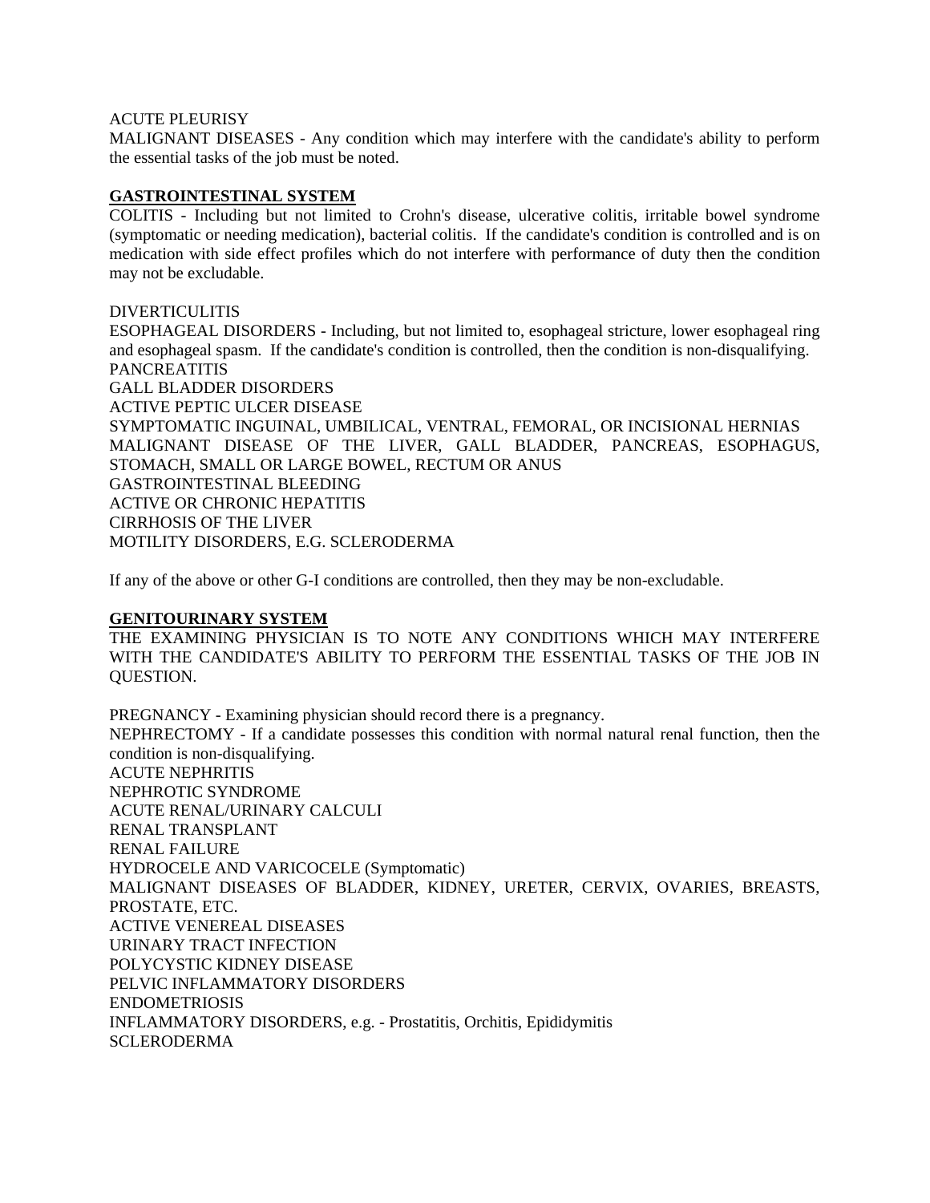ACUTE PLEURISY
MALIGNANT DISEASES - Any condition which may interfere with the candidate's ability to perform the essential tasks of the job must be noted.

## GASTROINTESTINAL SYSTEM

COLITIS - Including but not limited to Crohn's disease, ulcerative colitis, irritable bowel syndrome (symptomatic or needing medication), bacterial colitis. If the candidate's condition is controlled and is on medication with side effect profiles which do not interfere with performance of duty then the condition may not be excludable.

DIVERTICULITIS
ESOPHAGEAL DISORDERS - Including, but not limited to, esophageal stricture, lower esophageal ring and esophageal spasm. If the candidate's condition is controlled, then the condition is non-disqualifying.
PANCREATITIS
GALL BLADDER DISORDERS
ACTIVE PEPTIC ULCER DISEASE
SYMPTOMATIC INGUINAL, UMBILICAL, VENTRAL, FEMORAL, OR INCISIONAL HERNIAS
MALIGNANT DISEASE OF THE LIVER, GALL BLADDER, PANCREAS, ESOPHAGUS, STOMACH, SMALL OR LARGE BOWEL, RECTUM OR ANUS
GASTROINTESTINAL BLEEDING
ACTIVE OR CHRONIC HEPATITIS
CIRRHOSIS OF THE LIVER
MOTILITY DISORDERS, E.G. SCLERODERMA

If any of the above or other G-I conditions are controlled, then they may be non-excludable.

## GENITOURINARY SYSTEM

THE EXAMINING PHYSICIAN IS TO NOTE ANY CONDITIONS WHICH MAY INTERFERE WITH THE CANDIDATE'S ABILITY TO PERFORM THE ESSENTIAL TASKS OF THE JOB IN QUESTION.

PREGNANCY - Examining physician should record there is a pregnancy.
NEPHRECTOMY - If a candidate possesses this condition with normal natural renal function, then the condition is non-disqualifying.
ACUTE NEPHRITIS
NEPHROTIC SYNDROME
ACUTE RENAL/URINARY CALCULI
RENAL TRANSPLANT
RENAL FAILURE
HYDROCELE AND VARICOCELE (Symptomatic)
MALIGNANT DISEASES OF BLADDER, KIDNEY, URETER, CERVIX, OVARIES, BREASTS, PROSTATE, ETC.
ACTIVE VENEREAL DISEASES
URINARY TRACT INFECTION
POLYCYSTIC KIDNEY DISEASE
PELVIC INFLAMMATORY DISORDERS
ENDOMETRIOSIS
INFLAMMATORY DISORDERS, e.g. - Prostatitis, Orchitis, Epididymitis
SCLERODERMA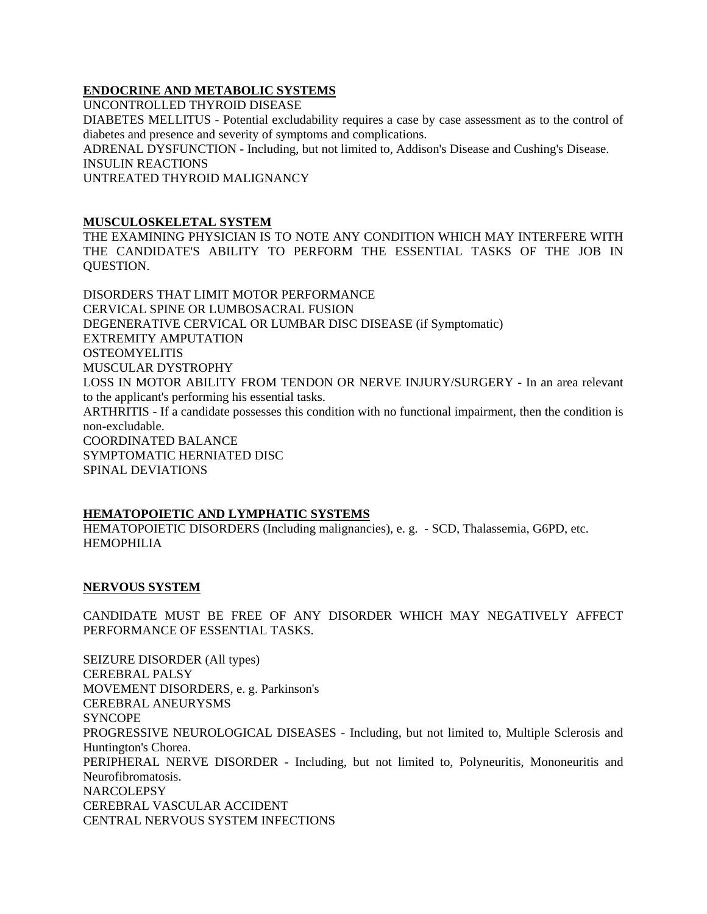## ENDOCRINE AND METABOLIC SYSTEMS

UNCONTROLLED THYROID DISEASE
DIABETES MELLITUS - Potential excludability requires a case by case assessment as to the control of diabetes and presence and severity of symptoms and complications.
ADRENAL DYSFUNCTION - Including, but not limited to, Addison's Disease and Cushing's Disease.
INSULIN REACTIONS
UNTREATED THYROID MALIGNANCY

## MUSCULOSKELETAL SYSTEM

THE EXAMINING PHYSICIAN IS TO NOTE ANY CONDITION WHICH MAY INTERFERE WITH THE CANDIDATE'S ABILITY TO PERFORM THE ESSENTIAL TASKS OF THE JOB IN QUESTION.

DISORDERS THAT LIMIT MOTOR PERFORMANCE
CERVICAL SPINE OR LUMBOSACRAL FUSION
DEGENERATIVE CERVICAL OR LUMBAR DISC DISEASE (if Symptomatic)
EXTREMITY AMPUTATION
OSTEOMYELITIS
MUSCULAR DYSTROPHY
LOSS IN MOTOR ABILITY FROM TENDON OR NERVE INJURY/SURGERY - In an area relevant to the applicant's performing his essential tasks.
ARTHRITIS - If a candidate possesses this condition with no functional impairment, then the condition is non-excludable.
COORDINATED BALANCE
SYMPTOMATIC HERNIATED DISC
SPINAL DEVIATIONS

## HEMATOPOIETIC AND LYMPHATIC SYSTEMS

HEMATOPOIETIC DISORDERS (Including malignancies), e. g. - SCD, Thalassemia, G6PD, etc.
HEMOPHILIA

## NERVOUS SYSTEM

CANDIDATE MUST BE FREE OF ANY DISORDER WHICH MAY NEGATIVELY AFFECT PERFORMANCE OF ESSENTIAL TASKS.

SEIZURE DISORDER (All types)
CEREBRAL PALSY
MOVEMENT DISORDERS, e. g. Parkinson's
CEREBRAL ANEURYSMS
SYNCOPE
PROGRESSIVE NEUROLOGICAL DISEASES - Including, but not limited to, Multiple Sclerosis and Huntington's Chorea.
PERIPHERAL NERVE DISORDER - Including, but not limited to, Polyneuritis, Mononeuritis and Neurofibromatosis.
NARCOLEPSY
CEREBRAL VASCULAR ACCIDENT
CENTRAL NERVOUS SYSTEM INFECTIONS